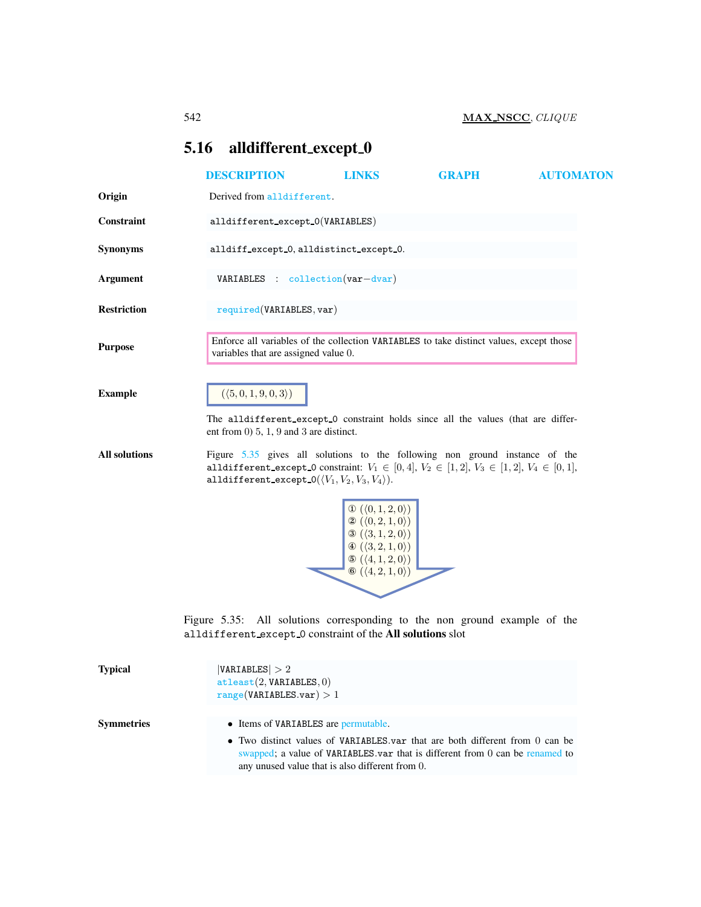## 5.16 alldifferent_except_0

DESCRIPTION LINKS GRAPH AUTOMATON

**Origin**

Derived from alldifferent.

**Constraint**

alldifferent_except_0(VARIABLES)

**Synonyms**

alldiff_except_0, alldistinct_except_0.

**Argument**

VARIABLES : collection(var−dvar)

**Restriction**

required(VARIABLES, var)

**Purpose**

Enforce all variables of the collection VARIABLES to take distinct values, except those variables that are assigned value 0.

**Example**

$(\langle 5, 0, 1, 9, 0, 3\rangle)$

The alldifferent_except_0 constraint holds since all the values (that are different from 0) 5, 1, 9 and 3 are distinct.

**All solutions**

Figure 5.35 gives all solutions to the following non ground instance of the alldifferent_except_0 constraint: $V_1 \in [0, 4]$, $V_2 \in [1, 2]$, $V_3 \in [1, 2]$, $V_4 \in [0, 1]$, alldifferent_except_0$(\langle V_1, V_2, V_3, V_4\rangle)$.

① $(\langle 0, 1, 2, 0\rangle)$
② $(\langle 0, 2, 1, 0\rangle)$
③ $(\langle 3, 1, 2, 0\rangle)$
④ $(\langle 3, 2, 1, 0\rangle)$
⑤ $(\langle 4, 1, 2, 0\rangle)$
⑥ $(\langle 4, 2, 1, 0\rangle)$

Figure 5.35: All solutions corresponding to the non ground example of the alldifferent_except_0 constraint of the **All solutions** slot

**Typical**

|VARIABLES| > 2
atleast(2, VARIABLES, 0)
range(VARIABLES.var) > 1

**Symmetries**

- Items of VARIABLES are permutable.
- Two distinct values of VARIABLES.var that are both different from 0 can be swapped; a value of VARIABLES.var that is different from 0 can be renamed to any unused value that is also different from 0.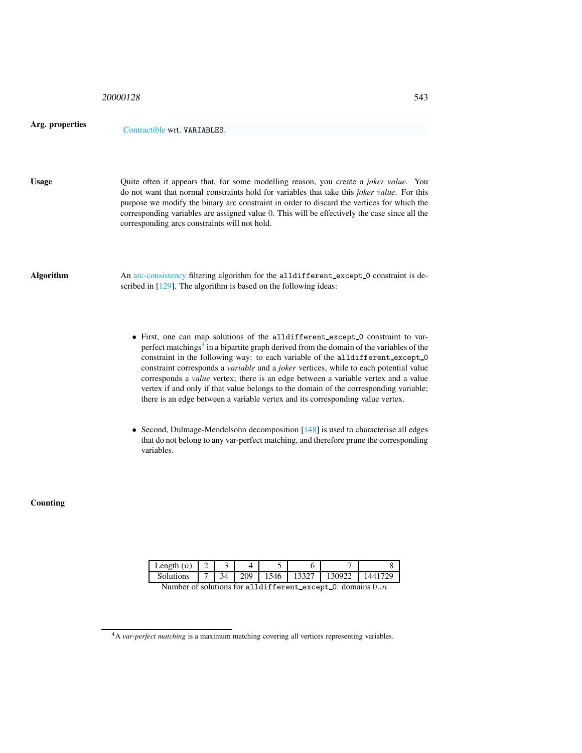**Arg. properties**

Contractible wrt. VARIABLES.

**Usage**

Quite often it appears that, for some modelling reason, you create a *joker value*. You do not want that normal constraints hold for variables that take this *joker value*. For this purpose we modify the binary arc constraint in order to discard the vertices for which the corresponding variables are assigned value 0. This will be effectively the case since all the corresponding arcs constraints will not hold.

**Algorithm**

An arc-consistency filtering algorithm for the `alldifferent_except_0` constraint is described in [129]. The algorithm is based on the following ideas:

- First, one can map solutions of the `alldifferent_except_0` constraint to var-perfect matchings[4] in a bipartite graph derived from the domain of the variables of the constraint in the following way: to each variable of the `alldifferent_except_0` constraint corresponds a *variable* and a *joker* vertices, while to each potential value corresponds a *value* vertex; there is an edge between a variable vertex and a value vertex if and only if that value belongs to the domain of the corresponding variable; there is an edge between a variable vertex and its corresponding value vertex.

- Second, Dulmage-Mendelsohn decomposition [148] is used to characterise all edges that do not belong to any var-perfect matching, and therefore prune the corresponding variables.

**Counting**

| Length ($n$) | 2 | 3 | 4 | 5 | 6 | 7 | 8 |
|---|---|---|---|---|---|---|---|
| Solutions | 7 | 34 | 209 | 1546 | 13327 | 130922 | 1441729 |

Number of solutions for `alldifferent_except_0`: domains $0..n$

[4] A *var-perfect matching* is a maximum matching covering all vertices representing variables.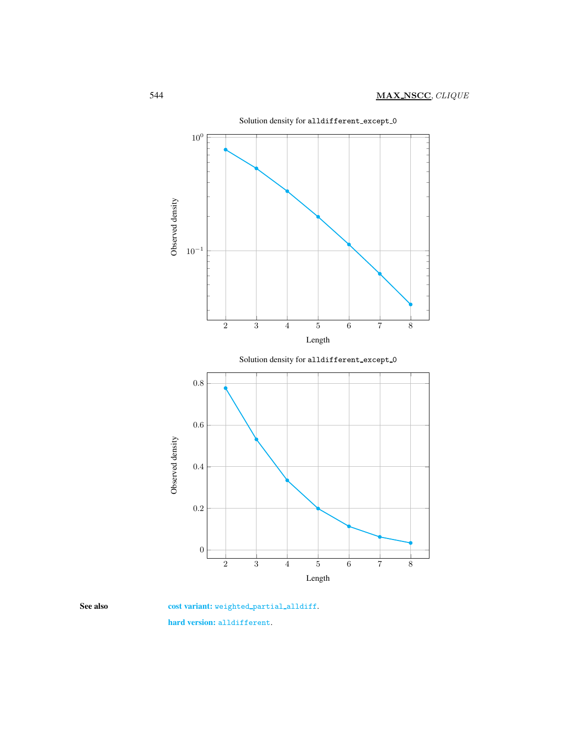Solution density for `alldifferent_except_0`

Solution density for `alldifferent_except_0`

**See also**

**cost variant:** `weighted_partial_alldiff`.

**hard version:** `alldifferent`.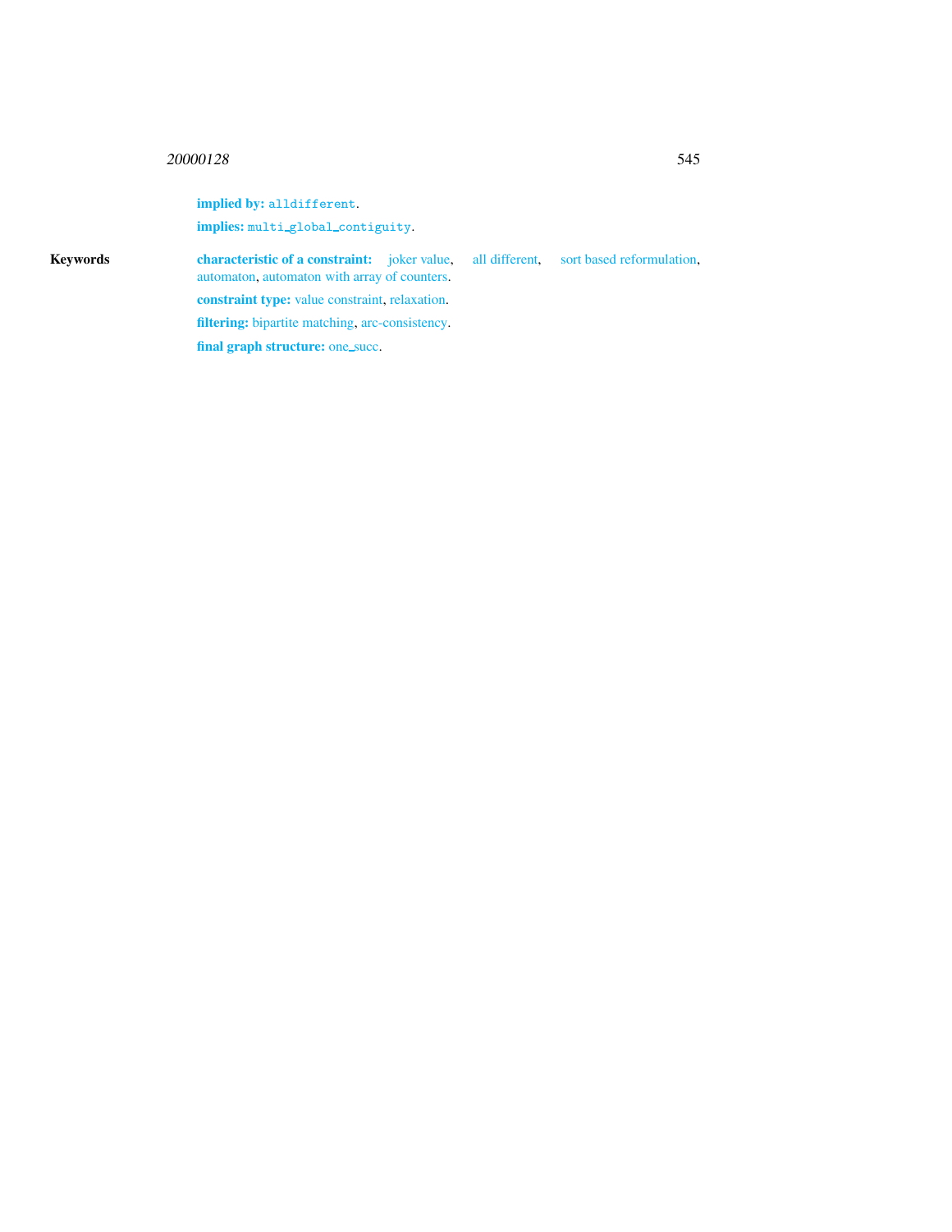**implied by:** `alldifferent`.

**implies:** `multi_global_contiguity`.

**Keywords**

**characteristic of a constraint:** joker value, all different, sort based reformulation, automaton, automaton with array of counters.

**constraint type:** value constraint, relaxation.

**filtering:** bipartite matching, arc-consistency.

**final graph structure:** one_succ.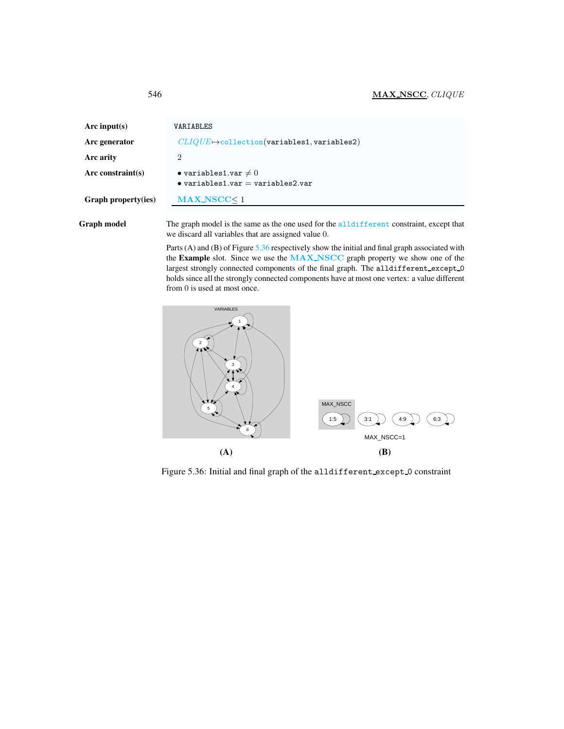| | |
|---|---|
| **Arc input(s)** | VARIABLES |
| **Arc generator** | *CLIQUE*$\mapsto$collection(variables1, variables2) |
| **Arc arity** | 2 |
| **Arc constraint(s)** | • variables1.var $\neq 0$<br>• variables1.var $=$ variables2.var |
| **Graph property(ies)** | **MAX_NSCC** $\leq 1$ |

**Graph model**

The graph model is the same as the one used for the alldifferent constraint, except that we discard all variables that are assigned value 0.

Parts (A) and (B) of Figure 5.36 respectively show the initial and final graph associated with the **Example** slot. Since we use the **MAX_NSCC** graph property we show one of the largest strongly connected components of the final graph. The alldifferent_except_0 holds since all the strongly connected components have at most one vertex: a value different from 0 is used at most once.

(A) (B)

Figure 5.36: Initial and final graph of the alldifferent_except_0 constraint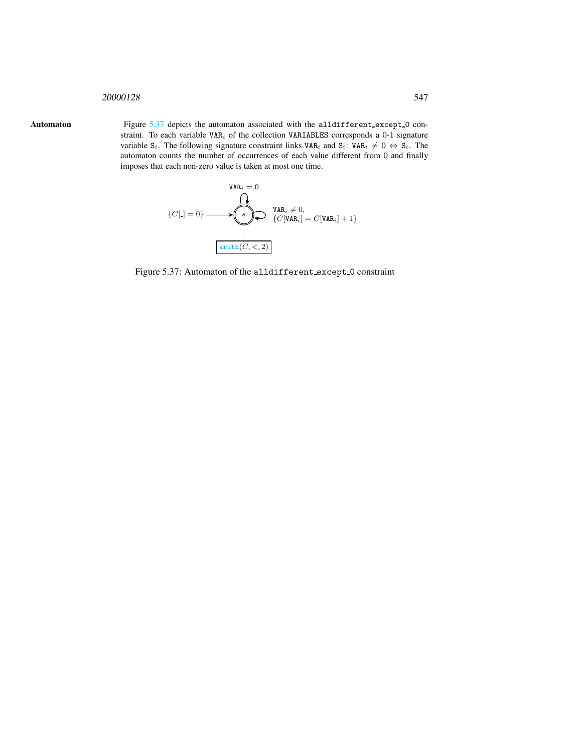**Automaton**

Figure 5.37 depicts the automaton associated with the `alldifferent_except_0` constraint. To each variable $\mathtt{VAR}_i$ of the collection `VARIABLES` corresponds a 0-1 signature variable $\mathtt{S}_i$. The following signature constraint links $\mathtt{VAR}_i$ and $\mathtt{S}_i$: $\mathtt{VAR}_i \neq 0 \Leftrightarrow \mathtt{S}_i$. The automaton counts the number of occurrences of each value different from 0 and finally imposes that each non-zero value is taken at most one time.

$\mathtt{VAR}_i = 0$

$\{C[\_] = 0\}$

$s$

$\mathtt{VAR}_i \neq 0,$
$\{C[\mathtt{VAR}_i] = C[\mathtt{VAR}_i] + 1\}$

$\mathtt{arith}(C, <, 2)$

Figure 5.37: Automaton of the `alldifferent_except_0` constraint